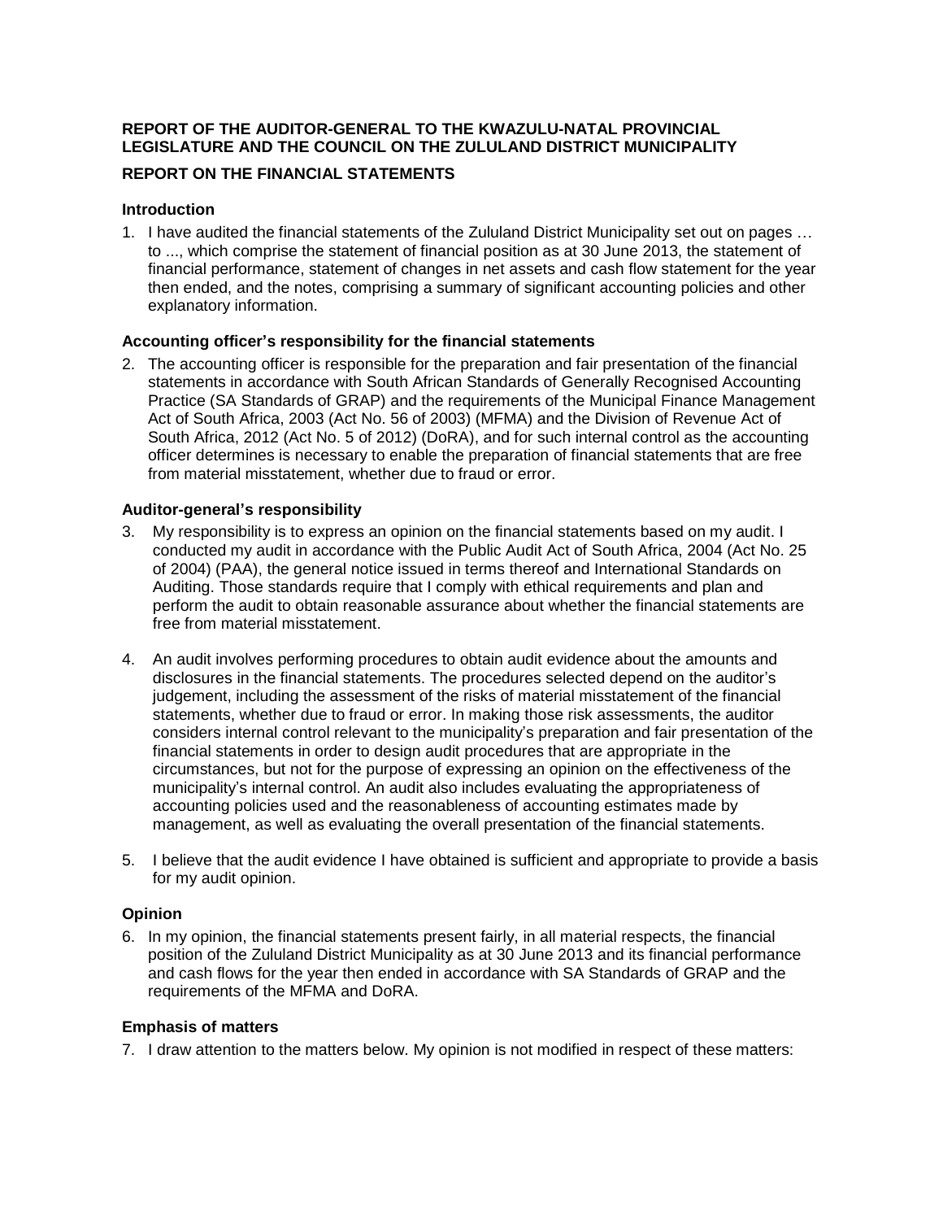**REPORT OF THE AUDITOR-GENERAL TO THE KWAZULU-NATAL PROVINCIAL LEGISLATURE AND THE COUNCIL ON THE ZULULAND DISTRICT MUNICIPALITY**

**REPORT ON THE FINANCIAL STATEMENTS**

### Introduction

1. I have audited the financial statements of the Zululand District Municipality set out on pages … to ..., which comprise the statement of financial position as at 30 June 2013, the statement of financial performance, statement of changes in net assets and cash flow statement for the year then ended, and the notes, comprising a summary of significant accounting policies and other explanatory information.

### Accounting officer's responsibility for the financial statements

2. The accounting officer is responsible for the preparation and fair presentation of the financial statements in accordance with South African Standards of Generally Recognised Accounting Practice (SA Standards of GRAP) and the requirements of the Municipal Finance Management Act of South Africa, 2003 (Act No. 56 of 2003) (MFMA) and the Division of Revenue Act of South Africa, 2012 (Act No. 5 of 2012) (DoRA), and for such internal control as the accounting officer determines is necessary to enable the preparation of financial statements that are free from material misstatement, whether due to fraud or error.

### Auditor-general's responsibility

3. My responsibility is to express an opinion on the financial statements based on my audit. I conducted my audit in accordance with the Public Audit Act of South Africa, 2004 (Act No. 25 of 2004) (PAA), the general notice issued in terms thereof and International Standards on Auditing. Those standards require that I comply with ethical requirements and plan and perform the audit to obtain reasonable assurance about whether the financial statements are free from material misstatement.

4. An audit involves performing procedures to obtain audit evidence about the amounts and disclosures in the financial statements. The procedures selected depend on the auditor's judgement, including the assessment of the risks of material misstatement of the financial statements, whether due to fraud or error. In making those risk assessments, the auditor considers internal control relevant to the municipality's preparation and fair presentation of the financial statements in order to design audit procedures that are appropriate in the circumstances, but not for the purpose of expressing an opinion on the effectiveness of the municipality's internal control. An audit also includes evaluating the appropriateness of accounting policies used and the reasonableness of accounting estimates made by management, as well as evaluating the overall presentation of the financial statements.

5. I believe that the audit evidence I have obtained is sufficient and appropriate to provide a basis for my audit opinion.

### Opinion

6. In my opinion, the financial statements present fairly, in all material respects, the financial position of the Zululand District Municipality as at 30 June 2013 and its financial performance and cash flows for the year then ended in accordance with SA Standards of GRAP and the requirements of the MFMA and DoRA.

### Emphasis of matters

7. I draw attention to the matters below. My opinion is not modified in respect of these matters: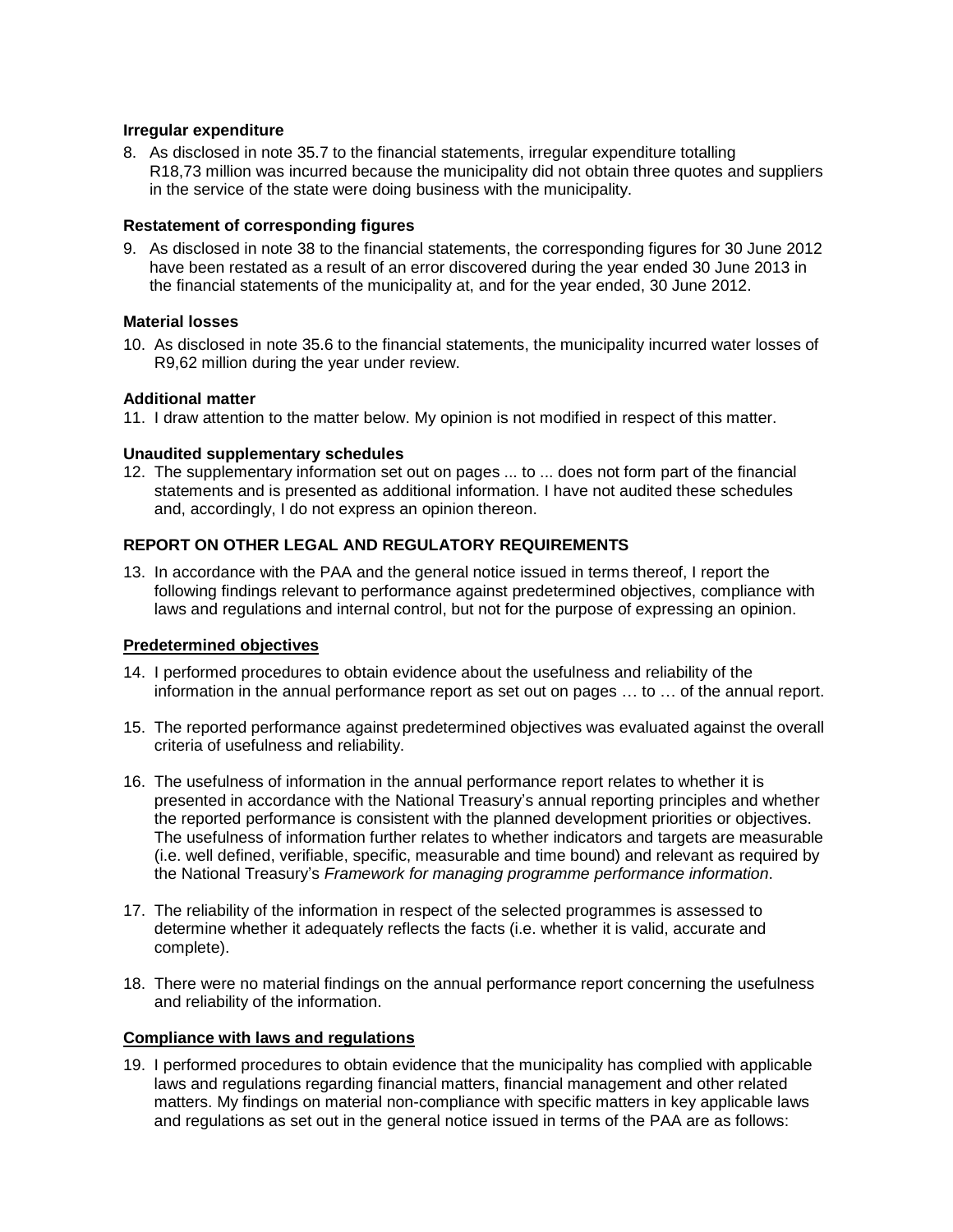**Irregular expenditure**

8. As disclosed in note 35.7 to the financial statements, irregular expenditure totalling R18,73 million was incurred because the municipality did not obtain three quotes and suppliers in the service of the state were doing business with the municipality.

**Restatement of corresponding figures**

9. As disclosed in note 38 to the financial statements, the corresponding figures for 30 June 2012 have been restated as a result of an error discovered during the year ended 30 June 2013 in the financial statements of the municipality at, and for the year ended, 30 June 2012.

**Material losses**

10. As disclosed in note 35.6 to the financial statements, the municipality incurred water losses of R9,62 million during the year under review.

**Additional matter**

11. I draw attention to the matter below. My opinion is not modified in respect of this matter.

**Unaudited supplementary schedules**

12. The supplementary information set out on pages ... to ... does not form part of the financial statements and is presented as additional information. I have not audited these schedules and, accordingly, I do not express an opinion thereon.

**REPORT ON OTHER LEGAL AND REGULATORY REQUIREMENTS**

13. In accordance with the PAA and the general notice issued in terms thereof, I report the following findings relevant to performance against predetermined objectives, compliance with laws and regulations and internal control, but not for the purpose of expressing an opinion.

**Predetermined objectives**

14. I performed procedures to obtain evidence about the usefulness and reliability of the information in the annual performance report as set out on pages … to … of the annual report.

15. The reported performance against predetermined objectives was evaluated against the overall criteria of usefulness and reliability.

16. The usefulness of information in the annual performance report relates to whether it is presented in accordance with the National Treasury's annual reporting principles and whether the reported performance is consistent with the planned development priorities or objectives. The usefulness of information further relates to whether indicators and targets are measurable (i.e. well defined, verifiable, specific, measurable and time bound) and relevant as required by the National Treasury's *Framework for managing programme performance information*.

17. The reliability of the information in respect of the selected programmes is assessed to determine whether it adequately reflects the facts (i.e. whether it is valid, accurate and complete).

18. There were no material findings on the annual performance report concerning the usefulness and reliability of the information.

**Compliance with laws and regulations**

19. I performed procedures to obtain evidence that the municipality has complied with applicable laws and regulations regarding financial matters, financial management and other related matters. My findings on material non-compliance with specific matters in key applicable laws and regulations as set out in the general notice issued in terms of the PAA are as follows: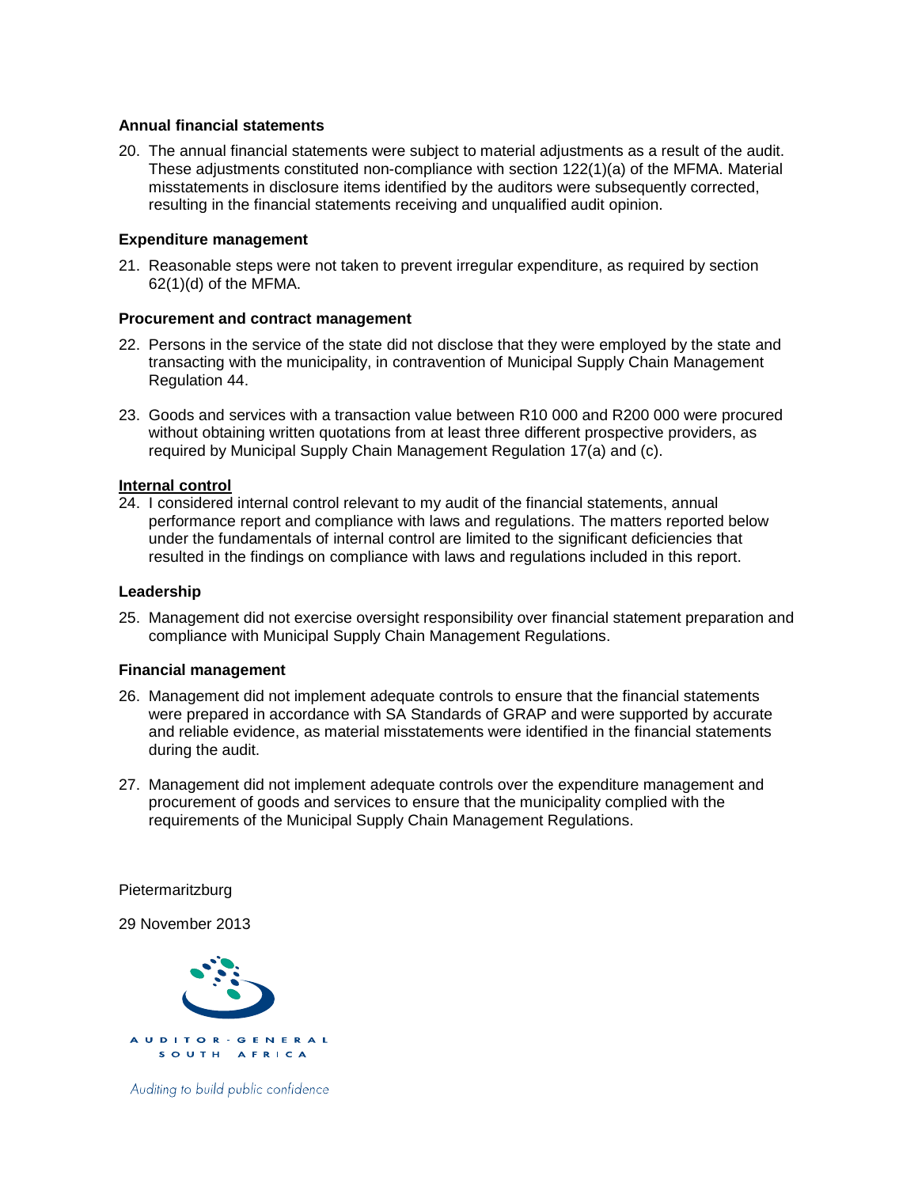**Annual financial statements**

20. The annual financial statements were subject to material adjustments as a result of the audit. These adjustments constituted non-compliance with section 122(1)(a) of the MFMA. Material misstatements in disclosure items identified by the auditors were subsequently corrected, resulting in the financial statements receiving and unqualified audit opinion.

**Expenditure management**

21. Reasonable steps were not taken to prevent irregular expenditure, as required by section 62(1)(d) of the MFMA.

**Procurement and contract management**

22. Persons in the service of the state did not disclose that they were employed by the state and transacting with the municipality, in contravention of Municipal Supply Chain Management Regulation 44.

23. Goods and services with a transaction value between R10 000 and R200 000 were procured without obtaining written quotations from at least three different prospective providers, as required by Municipal Supply Chain Management Regulation 17(a) and (c).

**Internal control**

24. I considered internal control relevant to my audit of the financial statements, annual performance report and compliance with laws and regulations. The matters reported below under the fundamentals of internal control are limited to the significant deficiencies that resulted in the findings on compliance with laws and regulations included in this report.

**Leadership**

25. Management did not exercise oversight responsibility over financial statement preparation and compliance with Municipal Supply Chain Management Regulations.

**Financial management**

26. Management did not implement adequate controls to ensure that the financial statements were prepared in accordance with SA Standards of GRAP and were supported by accurate and reliable evidence, as material misstatements were identified in the financial statements during the audit.

27. Management did not implement adequate controls over the expenditure management and procurement of goods and services to ensure that the municipality complied with the requirements of the Municipal Supply Chain Management Regulations.

Pietermaritzburg

29 November 2013

AUDITOR-GENERAL SOUTH AFRICA

*Auditing to build public confidence*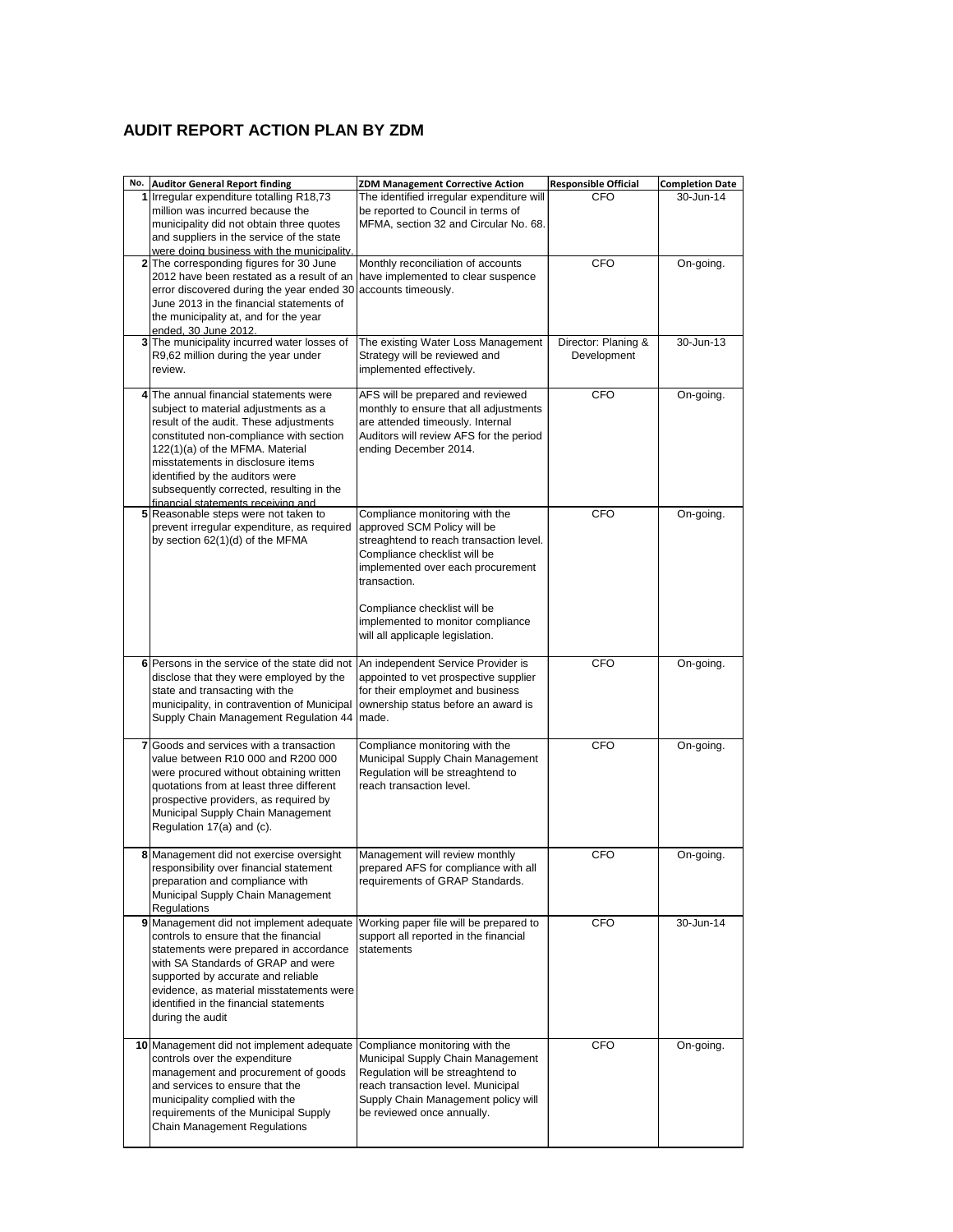# AUDIT REPORT ACTION PLAN BY ZDM

| No. | Auditor General Report finding | ZDM Management Corrective Action | Responsible Official | Completion Date |
|---|---|---|---|---|
| 1 | Irregular expenditure totalling R18,73 million was incurred because the municipality did not obtain three quotes and suppliers in the service of the state were doing business with the municipality. | The identified irregular expenditure will be reported to Council in terms of MFMA, section 32 and Circular No. 68. | CFO | 30-Jun-14 |
| 2 | The corresponding figures for 30 June 2012 have been restated as a result of an error discovered during the year ended 30 June 2013 in the financial statements of the municipality at, and for the year ended, 30 June 2012. | Monthly reconciliation of accounts have implemented to clear suspence accounts timeously. | CFO | On-going. |
| 3 | The municipality incurred water losses of R9,62 million during the year under review. | The existing Water Loss Management Strategy will be reviewed and implemented effectively. | Director: Planing & Development | 30-Jun-13 |
| 4 | The annual financial statements were subject to material adjustments as a result of the audit. These adjustments constituted non-compliance with section 122(1)(a) of the MFMA. Material misstatements in disclosure items identified by the auditors were subsequently corrected, resulting in the financial statements receiving and | AFS will be prepared and reviewed monthly to ensure that all adjustments are attended timeously. Internal Auditors will review AFS for the period ending December 2014. | CFO | On-going. |
| 5 | Reasonable steps were not taken to prevent irregular expenditure, as required by section 62(1)(d) of the MFMA | Compliance monitoring with the approved SCM Policy will be streaghtend to reach transaction level. Compliance checklist will be implemented over each procurement transaction.<br><br>Compliance checklist will be implemented to monitor compliance will all applicaple legislation. | CFO | On-going. |
| 6 | Persons in the service of the state did not disclose that they were employed by the state and transacting with the municipality, in contravention of Municipal Supply Chain Management Regulation 44 | An independent Service Provider is appointed to vet prospective supplier for their employmet and business ownership status before an award is made. | CFO | On-going. |
| 7 | Goods and services with a transaction value between R10 000 and R200 000 were procured without obtaining written quotations from at least three different prospective providers, as required by Municipal Supply Chain Management Regulation 17(a) and (c). | Compliance monitoring with the Municipal Supply Chain Management Regulation will be streaghtend to reach transaction level. | CFO | On-going. |
| 8 | Management did not exercise oversight responsibility over financial statement preparation and compliance with Municipal Supply Chain Management Regulations | Management will review monthly prepared AFS for compliance with all requirements of GRAP Standards. | CFO | On-going. |
| 9 | Management did not implement adequate controls to ensure that the financial statements were prepared in accordance with SA Standards of GRAP and were supported by accurate and reliable evidence, as material misstatements were identified in the financial statements during the audit | Working paper file will be prepared to support all reported in the financial statements | CFO | 30-Jun-14 |
| 10 | Management did not implement adequate controls over the expenditure management and procurement of goods and services to ensure that the municipality complied with the requirements of the Municipal Supply Chain Management Regulations | Compliance monitoring with the Municipal Supply Chain Management Regulation will be streaghtend to reach transaction level. Municipal Supply Chain Management policy will be reviewed once annually. | CFO | On-going. |